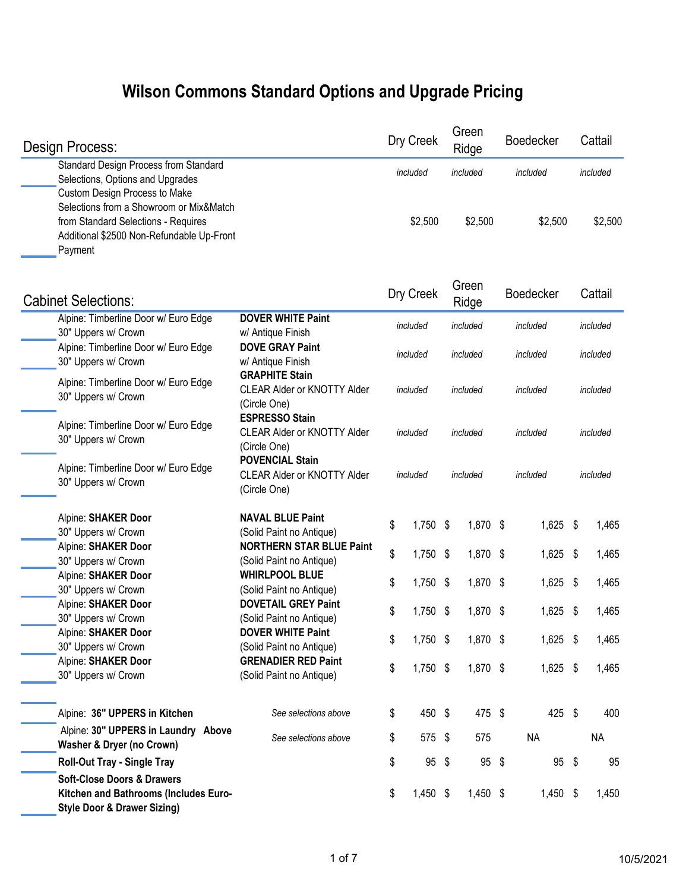# Wilson Commons Standard Options and Upgrade Pricing

| Design Process: | | Dry Creek | Green Ridge | Boedecker | Cattail |
|---|---|---|---|---|---|
| Standard Design Process from Standard Selections, Options and Upgrades | | *included* | *included* | *included* | *included* |
| Custom Design Process to Make Selections from a Showroom or Mix&Match from Standard Selections - Requires Additional $2500 Non-Refundable Up-Front Payment | | $2,500 | $2,500 | $2,500 | $2,500 |

| Cabinet Selections: | | Dry Creek | Green Ridge | Boedecker | Cattail |
|---|---|---|---|---|---|
| Alpine: Timberline Door w/ Euro Edge 30" Uppers w/ Crown | **DOVER WHITE Paint** w/ Antique Finish | *included* | *included* | *included* | *included* |
| Alpine: Timberline Door w/ Euro Edge 30" Uppers w/ Crown | **DOVE GRAY Paint** w/ Antique Finish | *included* | *included* | *included* | *included* |
| Alpine: Timberline Door w/ Euro Edge 30" Uppers w/ Crown | **GRAPHITE Stain** CLEAR Alder or KNOTTY Alder (Circle One) | *included* | *included* | *included* | *included* |
| Alpine: Timberline Door w/ Euro Edge 30" Uppers w/ Crown | **ESPRESSO Stain** CLEAR Alder or KNOTTY Alder (Circle One) | *included* | *included* | *included* | *included* |
| Alpine: Timberline Door w/ Euro Edge 30" Uppers w/ Crown | **POVENCIAL Stain** CLEAR Alder or KNOTTY Alder (Circle One) | *included* | *included* | *included* | *included* |
| Alpine: **SHAKER Door** 30" Uppers w/ Crown | **NAVAL BLUE Paint** (Solid Paint no Antique) | $ 1,750 | $ 1,870 | $ 1,625 | $ 1,465 |
| Alpine: **SHAKER Door** 30" Uppers w/ Crown | **NORTHERN STAR BLUE Paint** (Solid Paint no Antique) | $ 1,750 | $ 1,870 | $ 1,625 | $ 1,465 |
| Alpine: **SHAKER Door** 30" Uppers w/ Crown | **WHIRLPOOL BLUE** (Solid Paint no Antique) | $ 1,750 | $ 1,870 | $ 1,625 | $ 1,465 |
| Alpine: **SHAKER Door** 30" Uppers w/ Crown | **DOVETAIL GREY Paint** (Solid Paint no Antique) | $ 1,750 | $ 1,870 | $ 1,625 | $ 1,465 |
| Alpine: **SHAKER Door** 30" Uppers w/ Crown | **DOVER WHITE Paint** (Solid Paint no Antique) | $ 1,750 | $ 1,870 | $ 1,625 | $ 1,465 |
| Alpine: **SHAKER Door** 30" Uppers w/ Crown | **GRENADIER RED Paint** (Solid Paint no Antique) | $ 1,750 | $ 1,870 | $ 1,625 | $ 1,465 |
| Alpine: **36" UPPERS in Kitchen** | *See selections above* | $ 450 | $ 475 | $ 425 | $ 400 |
| Alpine: **30" UPPERS in Laundry Above Washer & Dryer (no Crown)** | *See selections above* | $ 575 | $ 575 | NA | NA |
| **Roll-Out Tray - Single Tray** | | $ 95 | $ 95 | $ 95 | $ 95 |
| **Soft-Close Doors & Drawers Kitchen and Bathrooms (Includes Euro-Style Door & Drawer Sizing)** | | $ 1,450 | $ 1,450 | $ 1,450 | $ 1,450 |

10/5/2021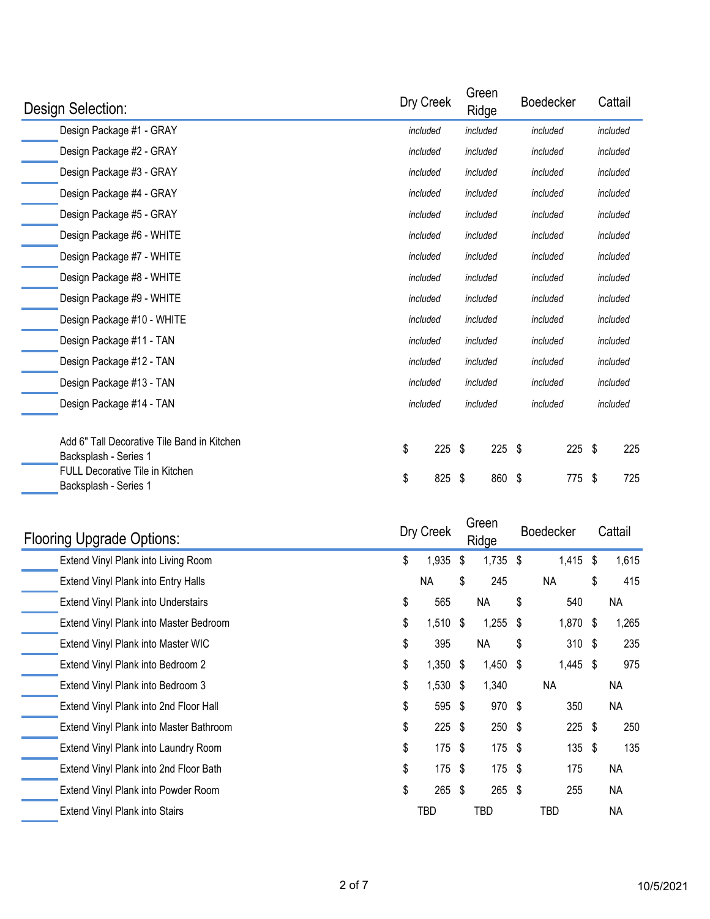| Design Selection: | Dry Creek | Green Ridge | Boedecker | Cattail |
|---|---|---|---|---|
| Design Package #1 - GRAY | *included* | *included* | *included* | *included* |
| Design Package #2 - GRAY | *included* | *included* | *included* | *included* |
| Design Package #3 - GRAY | *included* | *included* | *included* | *included* |
| Design Package #4 - GRAY | *included* | *included* | *included* | *included* |
| Design Package #5 - GRAY | *included* | *included* | *included* | *included* |
| Design Package #6 - WHITE | *included* | *included* | *included* | *included* |
| Design Package #7 - WHITE | *included* | *included* | *included* | *included* |
| Design Package #8 - WHITE | *included* | *included* | *included* | *included* |
| Design Package #9 - WHITE | *included* | *included* | *included* | *included* |
| Design Package #10 - WHITE | *included* | *included* | *included* | *included* |
| Design Package #11 - TAN | *included* | *included* | *included* | *included* |
| Design Package #12 - TAN | *included* | *included* | *included* | *included* |
| Design Package #13 - TAN | *included* | *included* | *included* | *included* |
| Design Package #14 - TAN | *included* | *included* | *included* | *included* |
| Add 6" Tall Decorative Tile Band in Kitchen Backsplash - Series 1 | $ 225 | $ 225 | $ 225 | $ 225 |
| FULL Decorative Tile in Kitchen Backsplash - Series 1 | $ 825 | $ 860 | $ 775 | $ 725 |

| Flooring Upgrade Options: | Dry Creek | Green Ridge | Boedecker | Cattail |
|---|---|---|---|---|
| Extend Vinyl Plank into Living Room | $ 1,935 | $ 1,735 | $ 1,415 | $ 1,615 |
| Extend Vinyl Plank into Entry Halls | NA | $ 245 | NA | $ 415 |
| Extend Vinyl Plank into Understairs | $ 565 | NA | $ 540 | NA |
| Extend Vinyl Plank into Master Bedroom | $ 1,510 | $ 1,255 | $ 1,870 | $ 1,265 |
| Extend Vinyl Plank into Master WIC | $ 395 | NA | $ 310 | $ 235 |
| Extend Vinyl Plank into Bedroom 2 | $ 1,350 | $ 1,450 | $ 1,445 | $ 975 |
| Extend Vinyl Plank into Bedroom 3 | $ 1,530 | $ 1,340 | NA | NA |
| Extend Vinyl Plank into 2nd Floor Hall | $ 595 | $ 970 | $ 350 | NA |
| Extend Vinyl Plank into Master Bathroom | $ 225 | $ 250 | $ 225 | $ 250 |
| Extend Vinyl Plank into Laundry Room | $ 175 | $ 175 | $ 135 | $ 135 |
| Extend Vinyl Plank into 2nd Floor Bath | $ 175 | $ 175 | $ 175 | NA |
| Extend Vinyl Plank into Powder Room | $ 265 | $ 265 | $ 255 | NA |
| Extend Vinyl Plank into Stairs | TBD | TBD | TBD | NA |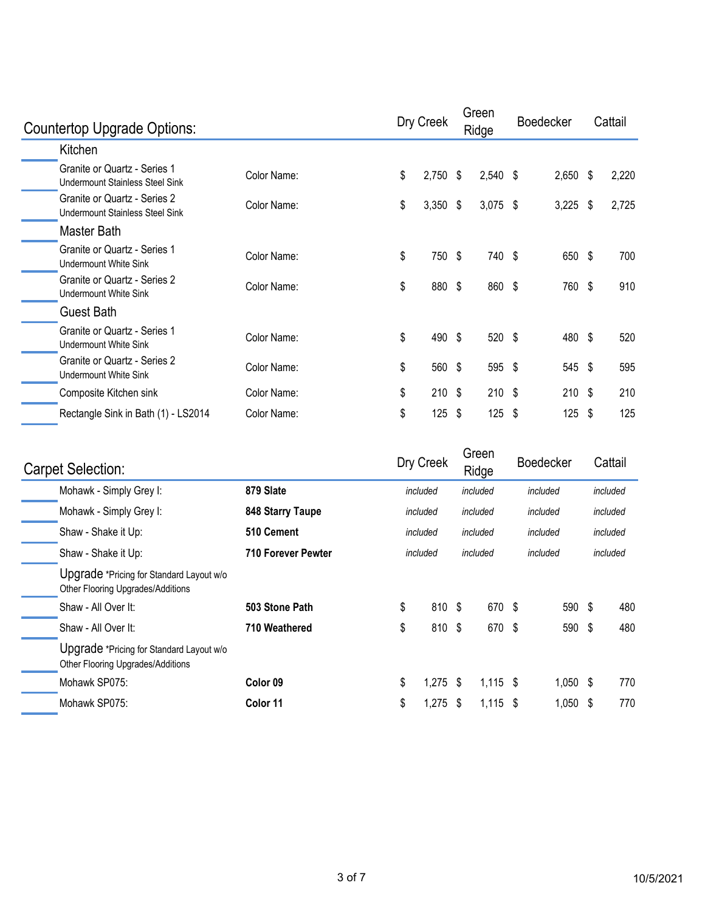## Countertop Upgrade Options:

| | | Dry Creek | Green Ridge | Boedecker | Cattail |
|---|---|---|---|---|---|
| **Kitchen** | | | | | |
| Granite or Quartz - Series 1<br>Undermount Stainless Steel Sink | Color Name: | $ 2,750 | $ 2,540 | $ 2,650 | $ 2,220 |
| Granite or Quartz - Series 2<br>Undermount Stainless Steel Sink | Color Name: | $ 3,350 | $ 3,075 | $ 3,225 | $ 2,725 |
| **Master Bath** | | | | | |
| Granite or Quartz - Series 1<br>Undermount White Sink | Color Name: | $ 750 | $ 740 | $ 650 | $ 700 |
| Granite or Quartz - Series 2<br>Undermount White Sink | Color Name: | $ 880 | $ 860 | $ 760 | $ 910 |
| **Guest Bath** | | | | | |
| Granite or Quartz - Series 1<br>Undermount White Sink | Color Name: | $ 490 | $ 520 | $ 480 | $ 520 |
| Granite or Quartz - Series 2<br>Undermount White Sink | Color Name: | $ 560 | $ 595 | $ 545 | $ 595 |
| Composite Kitchen sink | Color Name: | $ 210 | $ 210 | $ 210 | $ 210 |
| Rectangle Sink in Bath (1) - LS2014 | Color Name: | $ 125 | $ 125 | $ 125 | $ 125 |

## Carpet Selection:

| | | Dry Creek | Green Ridge | Boedecker | Cattail |
|---|---|---|---|---|---|
| Mohawk - Simply Grey I: | **879 Slate** | *included* | *included* | *included* | *included* |
| Mohawk - Simply Grey I: | **848 Starry Taupe** | *included* | *included* | *included* | *included* |
| Shaw - Shake it Up: | **510 Cement** | *included* | *included* | *included* | *included* |
| Shaw - Shake it Up: | **710 Forever Pewter** | *included* | *included* | *included* | *included* |
| Upgrade *Pricing for Standard Layout w/o Other Flooring Upgrades/Additions | | | | | |
| Shaw - All Over It: | **503 Stone Path** | $ 810 | $ 670 | $ 590 | $ 480 |
| Shaw - All Over It: | **710 Weathered** | $ 810 | $ 670 | $ 590 | $ 480 |
| Upgrade *Pricing for Standard Layout w/o Other Flooring Upgrades/Additions | | | | | |
| Mohawk SP075: | **Color 09** | $ 1,275 | $ 1,115 | $ 1,050 | $ 770 |
| Mohawk SP075: | **Color 11** | $ 1,275 | $ 1,115 | $ 1,050 | $ 770 |

10/5/2021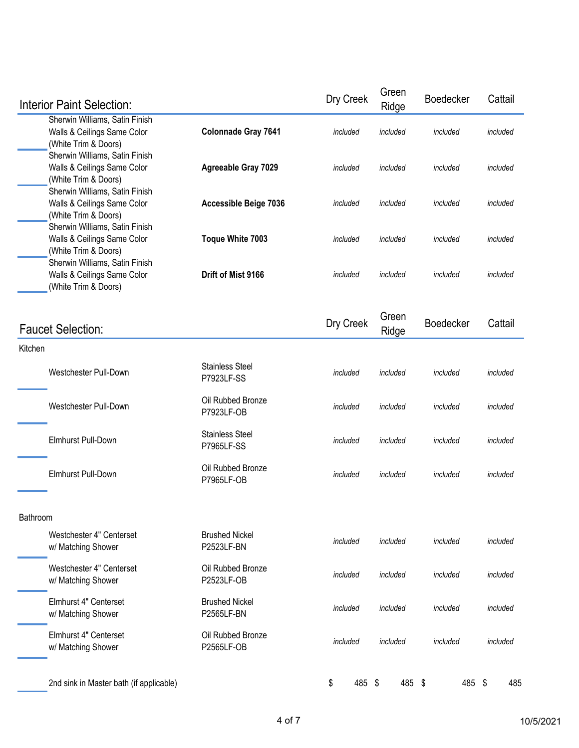## Interior Paint Selection:

| | | | Dry Creek | Green Ridge | Boedecker | Cattail |
|---|---|---|---|---|---|---|
| ____ | Sherwin Williams, Satin Finish Walls & Ceilings Same Color (White Trim & Doors) | **Colonnade Gray 7641** | *included* | *included* | *included* | *included* |
| ____ | Sherwin Williams, Satin Finish Walls & Ceilings Same Color (White Trim & Doors) | **Agreeable Gray 7029** | *included* | *included* | *included* | *included* |
| ____ | Sherwin Williams, Satin Finish Walls & Ceilings Same Color (White Trim & Doors) | **Accessible Beige 7036** | *included* | *included* | *included* | *included* |
| ____ | Sherwin Williams, Satin Finish Walls & Ceilings Same Color (White Trim & Doors) | **Toque White 7003** | *included* | *included* | *included* | *included* |
| ____ | Sherwin Williams, Satin Finish Walls & Ceilings Same Color (White Trim & Doors) | **Drift of Mist 9166** | *included* | *included* | *included* | *included* |

## Faucet Selection:

| | | | Dry Creek | Green Ridge | Boedecker | Cattail |
|---|---|---|---|---|---|---|
| Kitchen | | | | | | |
| ____ | Westchester Pull-Down | Stainless Steel P7923LF-SS | *included* | *included* | *included* | *included* |
| ____ | Westchester Pull-Down | Oil Rubbed Bronze P7923LF-OB | *included* | *included* | *included* | *included* |
| ____ | Elmhurst Pull-Down | Stainless Steel P7965LF-SS | *included* | *included* | *included* | *included* |
| ____ | Elmhurst Pull-Down | Oil Rubbed Bronze P7965LF-OB | *included* | *included* | *included* | *included* |
| Bathroom | | | | | | |
| ____ | Westchester 4" Centerset w/ Matching Shower | Brushed Nickel P2523LF-BN | *included* | *included* | *included* | *included* |
| ____ | Westchester 4" Centerset w/ Matching Shower | Oil Rubbed Bronze P2523LF-OB | *included* | *included* | *included* | *included* |
| ____ | Elmhurst 4" Centerset w/ Matching Shower | Brushed Nickel P2565LF-BN | *included* | *included* | *included* | *included* |
| ____ | Elmhurst 4" Centerset w/ Matching Shower | Oil Rubbed Bronze P2565LF-OB | *included* | *included* | *included* | *included* |
| ____ | 2nd sink in Master bath (if applicable) | | $ 485 | $ 485 | $ 485 | $ 485 |

10/5/2021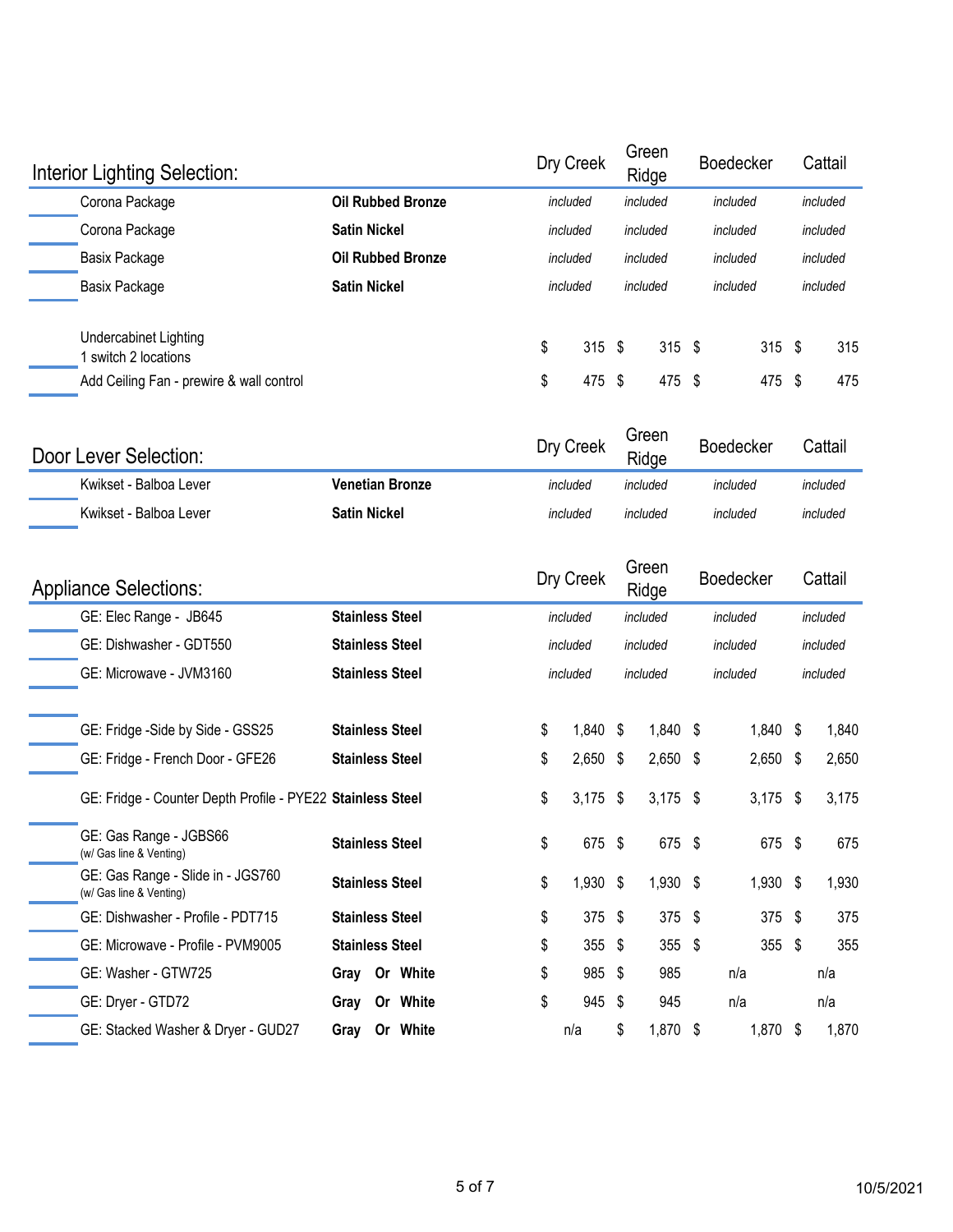## Interior Lighting Selection:

| Item | Finish | Dry Creek | Green Ridge | Boedecker | Cattail |
|---|---|---|---|---|---|
| Corona Package | **Oil Rubbed Bronze** | *included* | *included* | *included* | *included* |
| Corona Package | **Satin Nickel** | *included* | *included* | *included* | *included* |
| Basix Package | **Oil Rubbed Bronze** | *included* | *included* | *included* | *included* |
| Basix Package | **Satin Nickel** | *included* | *included* | *included* | *included* |
| Undercabinet Lighting 1 switch 2 locations | | $ 315 | $ 315 | $ 315 | $ 315 |
| Add Ceiling Fan - prewire & wall control | | $ 475 | $ 475 | $ 475 | $ 475 |

## Door Lever Selection:

| Item | Finish | Dry Creek | Green Ridge | Boedecker | Cattail |
|---|---|---|---|---|---|
| Kwikset - Balboa Lever | **Venetian Bronze** | *included* | *included* | *included* | *included* |
| Kwikset - Balboa Lever | **Satin Nickel** | *included* | *included* | *included* | *included* |

## Appliance Selections:

| Item | Finish | Dry Creek | Green Ridge | Boedecker | Cattail |
|---|---|---|---|---|---|
| GE: Elec Range - JB645 | **Stainless Steel** | *included* | *included* | *included* | *included* |
| GE: Dishwasher - GDT550 | **Stainless Steel** | *included* | *included* | *included* | *included* |
| GE: Microwave - JVM3160 | **Stainless Steel** | *included* | *included* | *included* | *included* |
| GE: Fridge -Side by Side - GSS25 | **Stainless Steel** | $ 1,840 | $ 1,840 | $ 1,840 | $ 1,840 |
| GE: Fridge - French Door - GFE26 | **Stainless Steel** | $ 2,650 | $ 2,650 | $ 2,650 | $ 2,650 |
| GE: Fridge - Counter Depth Profile - PYE22 | **Stainless Steel** | $ 3,175 | $ 3,175 | $ 3,175 | $ 3,175 |
| GE: Gas Range - JGBS66 (w/ Gas line & Venting) | **Stainless Steel** | $ 675 | $ 675 | $ 675 | $ 675 |
| GE: Gas Range - Slide in - JGS760 (w/ Gas line & Venting) | **Stainless Steel** | $ 1,930 | $ 1,930 | $ 1,930 | $ 1,930 |
| GE: Dishwasher - Profile - PDT715 | **Stainless Steel** | $ 375 | $ 375 | $ 375 | $ 375 |
| GE: Microwave - Profile - PVM9005 | **Stainless Steel** | $ 355 | $ 355 | $ 355 | $ 355 |
| GE: Washer - GTW725 | **Gray Or White** | $ 985 | $ 985 | n/a | n/a |
| GE: Dryer - GTD72 | **Gray Or White** | $ 945 | $ 945 | n/a | n/a |
| GE: Stacked Washer & Dryer - GUD27 | **Gray Or White** | n/a | $ 1,870 | $ 1,870 | $ 1,870 |

10/5/2021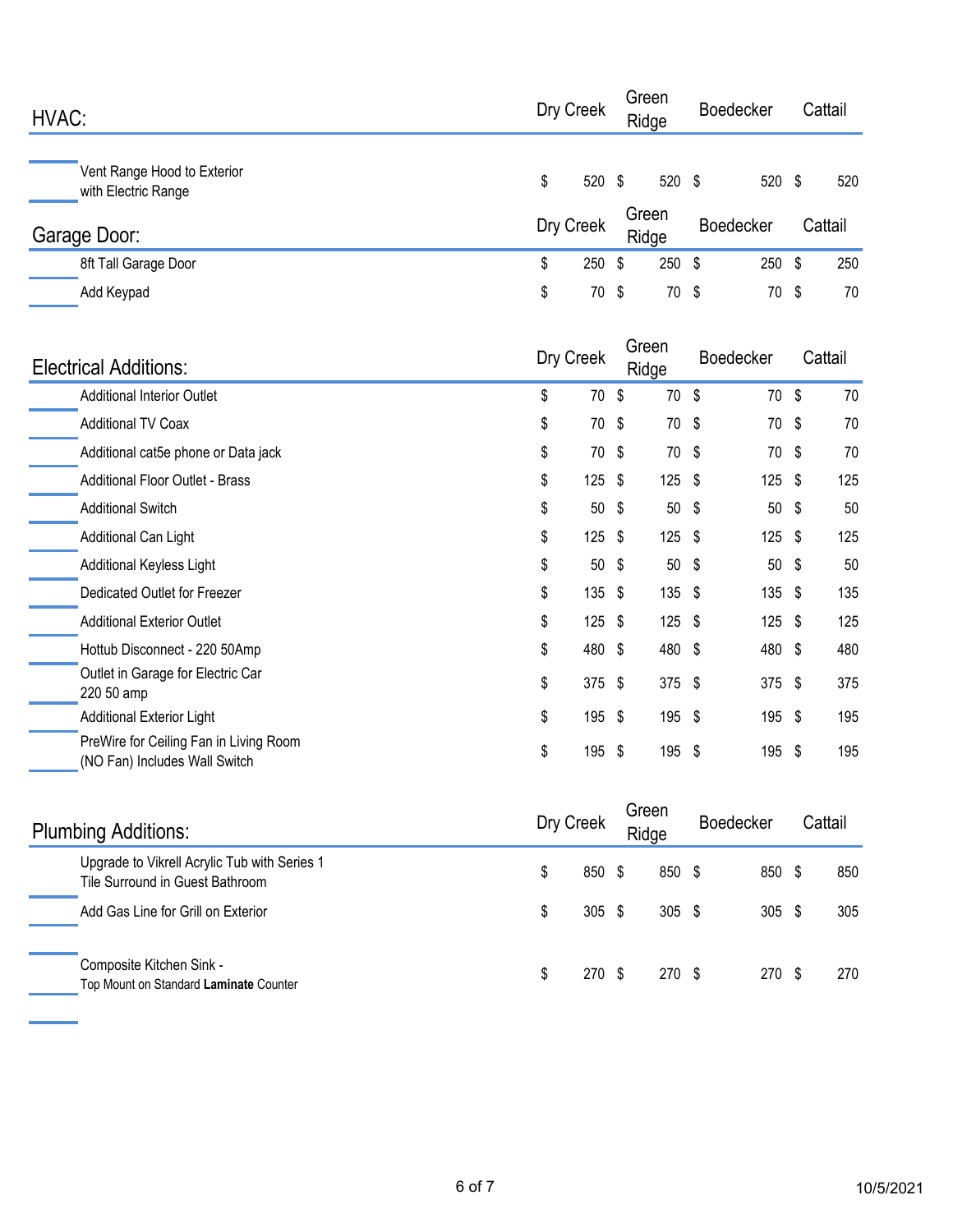| HVAC: | Dry Creek | Green Ridge | Boedecker | Cattail |
|---|---|---|---|---|
| Vent Range Hood to Exterior with Electric Range | $ 520 | $ 520 | $ 520 | $ 520 |

| Garage Door: | Dry Creek | Green Ridge | Boedecker | Cattail |
|---|---|---|---|---|
| 8ft Tall Garage Door | $ 250 | $ 250 | $ 250 | $ 250 |
| Add Keypad | $ 70 | $ 70 | $ 70 | $ 70 |

| Electrical Additions: | Dry Creek | Green Ridge | Boedecker | Cattail |
|---|---|---|---|---|
| Additional Interior Outlet | $ 70 | $ 70 | $ 70 | $ 70 |
| Additional TV Coax | $ 70 | $ 70 | $ 70 | $ 70 |
| Additional cat5e phone or Data jack | $ 70 | $ 70 | $ 70 | $ 70 |
| Additional Floor Outlet - Brass | $ 125 | $ 125 | $ 125 | $ 125 |
| Additional Switch | $ 50 | $ 50 | $ 50 | $ 50 |
| Additional Can Light | $ 125 | $ 125 | $ 125 | $ 125 |
| Additional Keyless Light | $ 50 | $ 50 | $ 50 | $ 50 |
| Dedicated Outlet for Freezer | $ 135 | $ 135 | $ 135 | $ 135 |
| Additional Exterior Outlet | $ 125 | $ 125 | $ 125 | $ 125 |
| Hottub Disconnect - 220 50Amp | $ 480 | $ 480 | $ 480 | $ 480 |
| Outlet in Garage for Electric Car 220 50 amp | $ 375 | $ 375 | $ 375 | $ 375 |
| Additional Exterior Light | $ 195 | $ 195 | $ 195 | $ 195 |
| PreWire for Ceiling Fan in Living Room (NO Fan) Includes Wall Switch | $ 195 | $ 195 | $ 195 | $ 195 |

| Plumbing Additions: | Dry Creek | Green Ridge | Boedecker | Cattail |
|---|---|---|---|---|
| Upgrade to Vikrell Acrylic Tub with Series 1 Tile Surround in Guest Bathroom | $ 850 | $ 850 | $ 850 | $ 850 |
| Add Gas Line for Grill on Exterior | $ 305 | $ 305 | $ 305 | $ 305 |
| Composite Kitchen Sink - Top Mount on Standard **Laminate** Counter | $ 270 | $ 270 | $ 270 | $ 270 |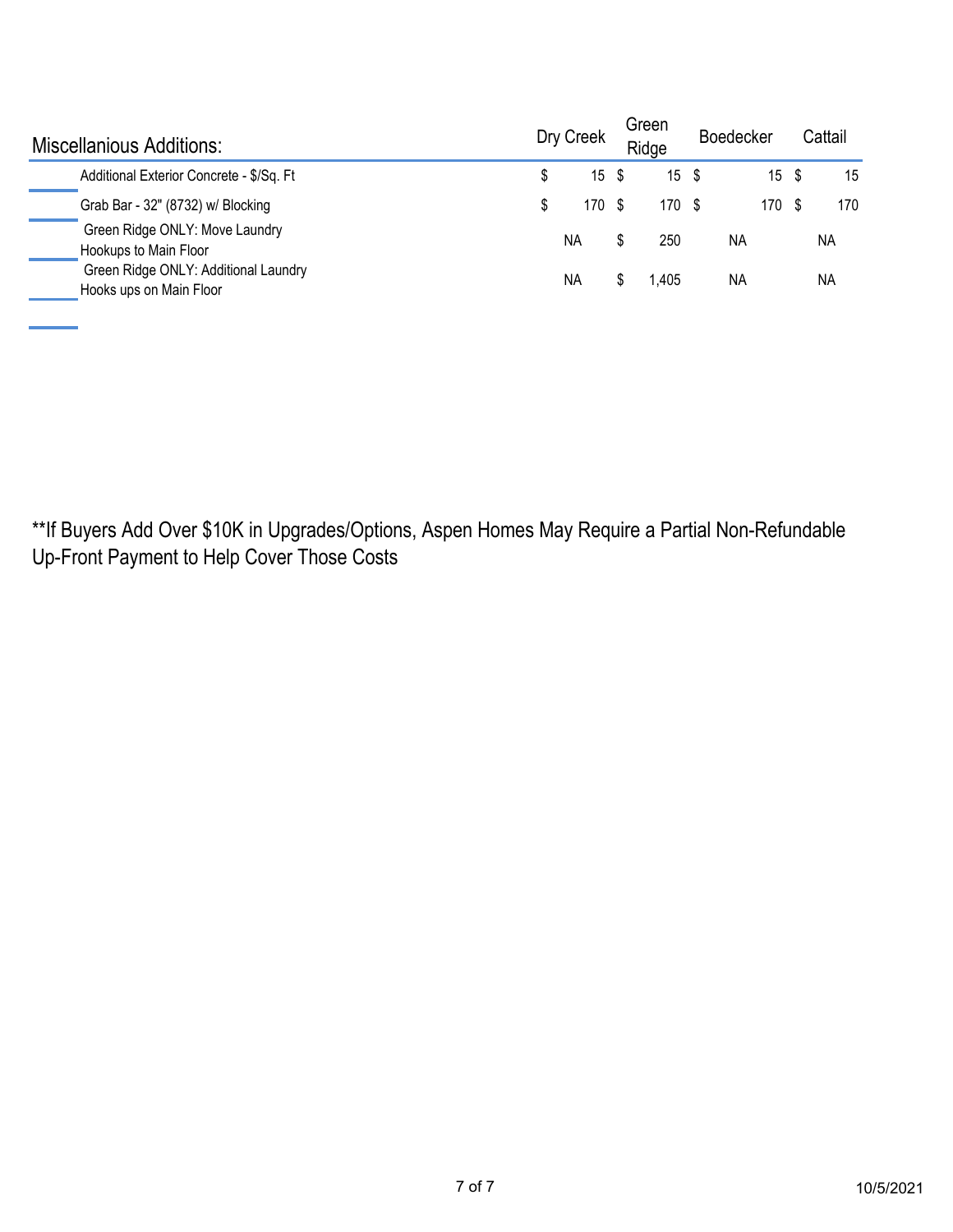| Miscellanious Additions: | Dry Creek | Green Ridge | Boedecker | Cattail |
|---|---|---|---|---|
| Additional Exterior Concrete - $/Sq. Ft | $ 15 | $ 15 | $ 15 | $ 15 |
| Grab Bar - 32" (8732) w/ Blocking | $ 170 | $ 170 | $ 170 | $ 170 |
| Green Ridge ONLY: Move Laundry Hookups to Main Floor | NA | $ 250 | NA | NA |
| Green Ridge ONLY: Additional Laundry Hooks ups on Main Floor | NA | $ 1,405 | NA | NA |

**If Buyers Add Over $10K in Upgrades/Options, Aspen Homes May Require a Partial Non-Refundable Up-Front Payment to Help Cover Those Costs

10/5/2021